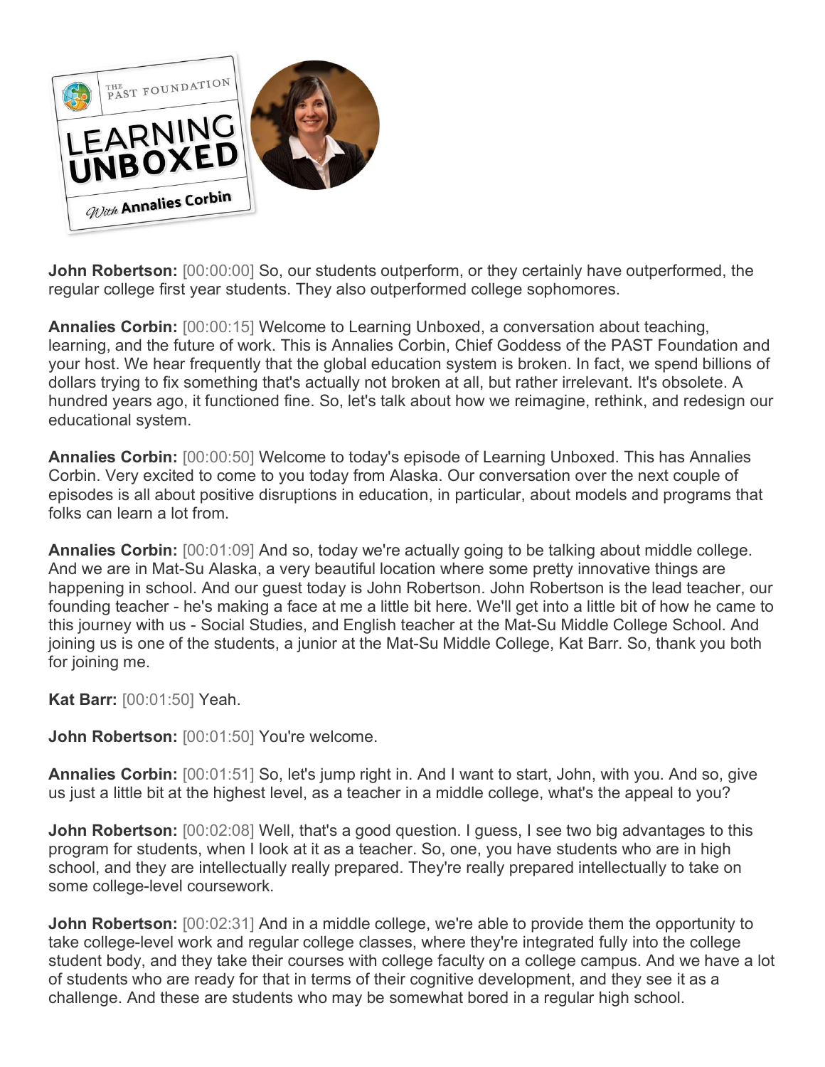**John Robertson:** [00:00:00] So, our students outperform, or they certainly have outperformed, the regular college first year students. They also outperformed college sophomores.

**Annalies Corbin:** [00:00:15] Welcome to Learning Unboxed, a conversation about teaching, learning, and the future of work. This is Annalies Corbin, Chief Goddess of the PAST Foundation and your host. We hear frequently that the global education system is broken. In fact, we spend billions of dollars trying to fix something that's actually not broken at all, but rather irrelevant. It's obsolete. A hundred years ago, it functioned fine. So, let's talk about how we reimagine, rethink, and redesign our educational system.

**Annalies Corbin:** [00:00:50] Welcome to today's episode of Learning Unboxed. This has Annalies Corbin. Very excited to come to you today from Alaska. Our conversation over the next couple of episodes is all about positive disruptions in education, in particular, about models and programs that folks can learn a lot from.

**Annalies Corbin:** [00:01:09] And so, today we're actually going to be talking about middle college. And we are in Mat-Su Alaska, a very beautiful location where some pretty innovative things are happening in school. And our guest today is John Robertson. John Robertson is the lead teacher, our founding teacher - he's making a face at me a little bit here. We'll get into a little bit of how he came to this journey with us - Social Studies, and English teacher at the Mat-Su Middle College School. And joining us is one of the students, a junior at the Mat-Su Middle College, Kat Barr. So, thank you both for joining me.

**Kat Barr:** [00:01:50] Yeah.

**John Robertson:** [00:01:50] You're welcome.

**Annalies Corbin:** [00:01:51] So, let's jump right in. And I want to start, John, with you. And so, give us just a little bit at the highest level, as a teacher in a middle college, what's the appeal to you?

**John Robertson:** [00:02:08] Well, that's a good question. I guess, I see two big advantages to this program for students, when I look at it as a teacher. So, one, you have students who are in high school, and they are intellectually really prepared. They're really prepared intellectually to take on some college-level coursework.

**John Robertson:** [00:02:31] And in a middle college, we're able to provide them the opportunity to take college-level work and regular college classes, where they're integrated fully into the college student body, and they take their courses with college faculty on a college campus. And we have a lot of students who are ready for that in terms of their cognitive development, and they see it as a challenge. And these are students who may be somewhat bored in a regular high school.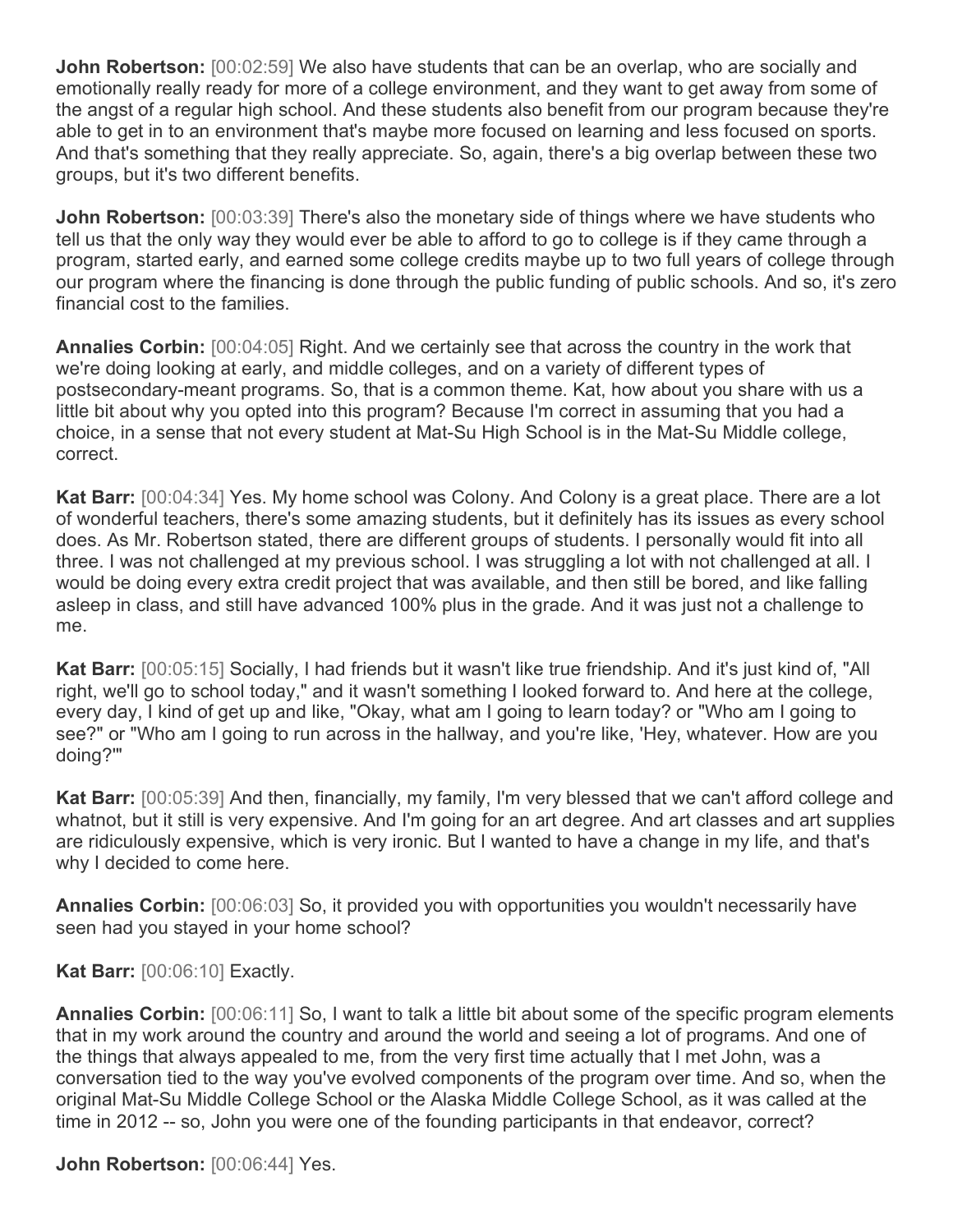**John Robertson:** [00:02:59] We also have students that can be an overlap, who are socially and emotionally really ready for more of a college environment, and they want to get away from some of the angst of a regular high school. And these students also benefit from our program because they're able to get in to an environment that's maybe more focused on learning and less focused on sports. And that's something that they really appreciate. So, again, there's a big overlap between these two groups, but it's two different benefits.

**John Robertson:** [00:03:39] There's also the monetary side of things where we have students who tell us that the only way they would ever be able to afford to go to college is if they came through a program, started early, and earned some college credits maybe up to two full years of college through our program where the financing is done through the public funding of public schools. And so, it's zero financial cost to the families.

**Annalies Corbin:** [00:04:05] Right. And we certainly see that across the country in the work that we're doing looking at early, and middle colleges, and on a variety of different types of postsecondary-meant programs. So, that is a common theme. Kat, how about you share with us a little bit about why you opted into this program? Because I'm correct in assuming that you had a choice, in a sense that not every student at Mat-Su High School is in the Mat-Su Middle college, correct.

**Kat Barr:** [00:04:34] Yes. My home school was Colony. And Colony is a great place. There are a lot of wonderful teachers, there's some amazing students, but it definitely has its issues as every school does. As Mr. Robertson stated, there are different groups of students. I personally would fit into all three. I was not challenged at my previous school. I was struggling a lot with not challenged at all. I would be doing every extra credit project that was available, and then still be bored, and like falling asleep in class, and still have advanced 100% plus in the grade. And it was just not a challenge to me.

**Kat Barr:** [00:05:15] Socially, I had friends but it wasn't like true friendship. And it's just kind of, "All right, we'll go to school today," and it wasn't something I looked forward to. And here at the college, every day, I kind of get up and like, "Okay, what am I going to learn today? or "Who am I going to see?" or "Who am I going to run across in the hallway, and you're like, 'Hey, whatever. How are you doing?'"

**Kat Barr:** [00:05:39] And then, financially, my family, I'm very blessed that we can't afford college and whatnot, but it still is very expensive. And I'm going for an art degree. And art classes and art supplies are ridiculously expensive, which is very ironic. But I wanted to have a change in my life, and that's why I decided to come here.

**Annalies Corbin:** [00:06:03] So, it provided you with opportunities you wouldn't necessarily have seen had you stayed in your home school?

**Kat Barr:** [00:06:10] Exactly.

**Annalies Corbin:** [00:06:11] So, I want to talk a little bit about some of the specific program elements that in my work around the country and around the world and seeing a lot of programs. And one of the things that always appealed to me, from the very first time actually that I met John, was a conversation tied to the way you've evolved components of the program over time. And so, when the original Mat-Su Middle College School or the Alaska Middle College School, as it was called at the time in 2012 -- so, John you were one of the founding participants in that endeavor, correct?

**John Robertson:** [00:06:44] Yes.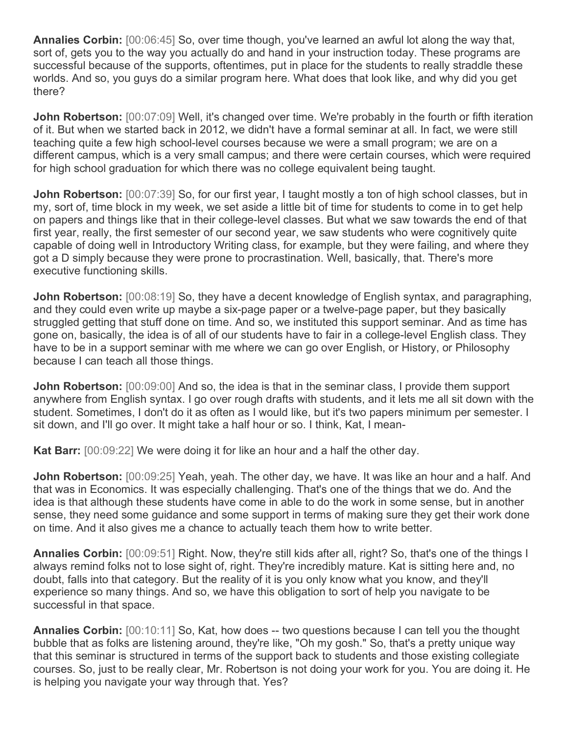**Annalies Corbin:** [00:06:45] So, over time though, you've learned an awful lot along the way that, sort of, gets you to the way you actually do and hand in your instruction today. These programs are successful because of the supports, oftentimes, put in place for the students to really straddle these worlds. And so, you guys do a similar program here. What does that look like, and why did you get there?

**John Robertson:** [00:07:09] Well, it's changed over time. We're probably in the fourth or fifth iteration of it. But when we started back in 2012, we didn't have a formal seminar at all. In fact, we were still teaching quite a few high school-level courses because we were a small program; we are on a different campus, which is a very small campus; and there were certain courses, which were required for high school graduation for which there was no college equivalent being taught.

**John Robertson:** [00:07:39] So, for our first year, I taught mostly a ton of high school classes, but in my, sort of, time block in my week, we set aside a little bit of time for students to come in to get help on papers and things like that in their college-level classes. But what we saw towards the end of that first year, really, the first semester of our second year, we saw students who were cognitively quite capable of doing well in Introductory Writing class, for example, but they were failing, and where they got a D simply because they were prone to procrastination. Well, basically, that. There's more executive functioning skills.

**John Robertson:** [00:08:19] So, they have a decent knowledge of English syntax, and paragraphing, and they could even write up maybe a six-page paper or a twelve-page paper, but they basically struggled getting that stuff done on time. And so, we instituted this support seminar. And as time has gone on, basically, the idea is of all of our students have to fair in a college-level English class. They have to be in a support seminar with me where we can go over English, or History, or Philosophy because I can teach all those things.

**John Robertson:** [00:09:00] And so, the idea is that in the seminar class, I provide them support anywhere from English syntax. I go over rough drafts with students, and it lets me all sit down with the student. Sometimes, I don't do it as often as I would like, but it's two papers minimum per semester. I sit down, and I'll go over. It might take a half hour or so. I think, Kat, I mean-

**Kat Barr:** [00:09:22] We were doing it for like an hour and a half the other day.

**John Robertson:** [00:09:25] Yeah, yeah. The other day, we have. It was like an hour and a half. And that was in Economics. It was especially challenging. That's one of the things that we do. And the idea is that although these students have come in able to do the work in some sense, but in another sense, they need some guidance and some support in terms of making sure they get their work done on time. And it also gives me a chance to actually teach them how to write better.

**Annalies Corbin:** [00:09:51] Right. Now, they're still kids after all, right? So, that's one of the things I always remind folks not to lose sight of, right. They're incredibly mature. Kat is sitting here and, no doubt, falls into that category. But the reality of it is you only know what you know, and they'll experience so many things. And so, we have this obligation to sort of help you navigate to be successful in that space.

**Annalies Corbin:** [00:10:11] So, Kat, how does -- two questions because I can tell you the thought bubble that as folks are listening around, they're like, "Oh my gosh." So, that's a pretty unique way that this seminar is structured in terms of the support back to students and those existing collegiate courses. So, just to be really clear, Mr. Robertson is not doing your work for you. You are doing it. He is helping you navigate your way through that. Yes?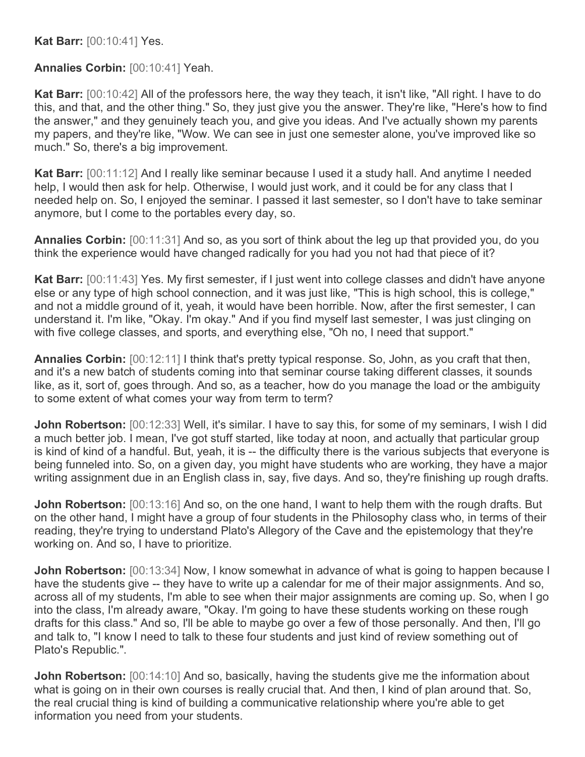**Kat Barr:** [00:10:41] Yes.

**Annalies Corbin:** [00:10:41] Yeah.

**Kat Barr:** [00:10:42] All of the professors here, the way they teach, it isn't like, "All right. I have to do this, and that, and the other thing." So, they just give you the answer. They're like, "Here's how to find the answer," and they genuinely teach you, and give you ideas. And I've actually shown my parents my papers, and they're like, "Wow. We can see in just one semester alone, you've improved like so much." So, there's a big improvement.

**Kat Barr:** [00:11:12] And I really like seminar because I used it a study hall. And anytime I needed help, I would then ask for help. Otherwise, I would just work, and it could be for any class that I needed help on. So, I enjoyed the seminar. I passed it last semester, so I don't have to take seminar anymore, but I come to the portables every day, so.

**Annalies Corbin:** [00:11:31] And so, as you sort of think about the leg up that provided you, do you think the experience would have changed radically for you had you not had that piece of it?

**Kat Barr:** [00:11:43] Yes. My first semester, if I just went into college classes and didn't have anyone else or any type of high school connection, and it was just like, "This is high school, this is college," and not a middle ground of it, yeah, it would have been horrible. Now, after the first semester, I can understand it. I'm like, "Okay. I'm okay." And if you find myself last semester, I was just clinging on with five college classes, and sports, and everything else, "Oh no, I need that support."

**Annalies Corbin:** [00:12:11] I think that's pretty typical response. So, John, as you craft that then, and it's a new batch of students coming into that seminar course taking different classes, it sounds like, as it, sort of, goes through. And so, as a teacher, how do you manage the load or the ambiguity to some extent of what comes your way from term to term?

**John Robertson:** [00:12:33] Well, it's similar. I have to say this, for some of my seminars, I wish I did a much better job. I mean, I've got stuff started, like today at noon, and actually that particular group is kind of kind of a handful. But, yeah, it is -- the difficulty there is the various subjects that everyone is being funneled into. So, on a given day, you might have students who are working, they have a major writing assignment due in an English class in, say, five days. And so, they're finishing up rough drafts.

**John Robertson:** [00:13:16] And so, on the one hand, I want to help them with the rough drafts. But on the other hand, I might have a group of four students in the Philosophy class who, in terms of their reading, they're trying to understand Plato's Allegory of the Cave and the epistemology that they're working on. And so, I have to prioritize.

**John Robertson:** [00:13:34] Now, I know somewhat in advance of what is going to happen because I have the students give -- they have to write up a calendar for me of their major assignments. And so, across all of my students, I'm able to see when their major assignments are coming up. So, when I go into the class, I'm already aware, "Okay. I'm going to have these students working on these rough drafts for this class." And so, I'll be able to maybe go over a few of those personally. And then, I'll go and talk to, "I know I need to talk to these four students and just kind of review something out of Plato's Republic.".

**John Robertson:** [00:14:10] And so, basically, having the students give me the information about what is going on in their own courses is really crucial that. And then, I kind of plan around that. So, the real crucial thing is kind of building a communicative relationship where you're able to get information you need from your students.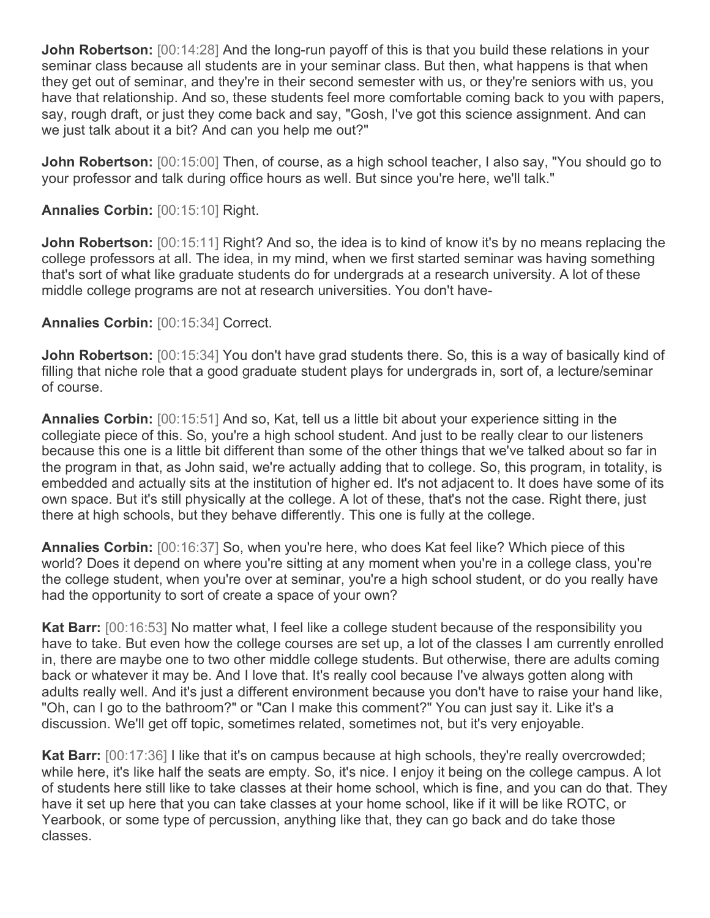**John Robertson:** [00:14:28] And the long-run payoff of this is that you build these relations in your seminar class because all students are in your seminar class. But then, what happens is that when they get out of seminar, and they're in their second semester with us, or they're seniors with us, you have that relationship. And so, these students feel more comfortable coming back to you with papers, say, rough draft, or just they come back and say, "Gosh, I've got this science assignment. And can we just talk about it a bit? And can you help me out?"

**John Robertson:** [00:15:00] Then, of course, as a high school teacher, I also say, "You should go to your professor and talk during office hours as well. But since you're here, we'll talk."

**Annalies Corbin:** [00:15:10] Right.

**John Robertson:** [00:15:11] Right? And so, the idea is to kind of know it's by no means replacing the college professors at all. The idea, in my mind, when we first started seminar was having something that's sort of what like graduate students do for undergrads at a research university. A lot of these middle college programs are not at research universities. You don't have-

**Annalies Corbin:** [00:15:34] Correct.

**John Robertson:** [00:15:34] You don't have grad students there. So, this is a way of basically kind of filling that niche role that a good graduate student plays for undergrads in, sort of, a lecture/seminar of course.

**Annalies Corbin:** [00:15:51] And so, Kat, tell us a little bit about your experience sitting in the collegiate piece of this. So, you're a high school student. And just to be really clear to our listeners because this one is a little bit different than some of the other things that we've talked about so far in the program in that, as John said, we're actually adding that to college. So, this program, in totality, is embedded and actually sits at the institution of higher ed. It's not adjacent to. It does have some of its own space. But it's still physically at the college. A lot of these, that's not the case. Right there, just there at high schools, but they behave differently. This one is fully at the college.

**Annalies Corbin:** [00:16:37] So, when you're here, who does Kat feel like? Which piece of this world? Does it depend on where you're sitting at any moment when you're in a college class, you're the college student, when you're over at seminar, you're a high school student, or do you really have had the opportunity to sort of create a space of your own?

**Kat Barr:** [00:16:53] No matter what, I feel like a college student because of the responsibility you have to take. But even how the college courses are set up, a lot of the classes I am currently enrolled in, there are maybe one to two other middle college students. But otherwise, there are adults coming back or whatever it may be. And I love that. It's really cool because I've always gotten along with adults really well. And it's just a different environment because you don't have to raise your hand like, "Oh, can I go to the bathroom?" or "Can I make this comment?" You can just say it. Like it's a discussion. We'll get off topic, sometimes related, sometimes not, but it's very enjoyable.

**Kat Barr:** [00:17:36] I like that it's on campus because at high schools, they're really overcrowded; while here, it's like half the seats are empty. So, it's nice. I enjoy it being on the college campus. A lot of students here still like to take classes at their home school, which is fine, and you can do that. They have it set up here that you can take classes at your home school, like if it will be like ROTC, or Yearbook, or some type of percussion, anything like that, they can go back and do take those classes.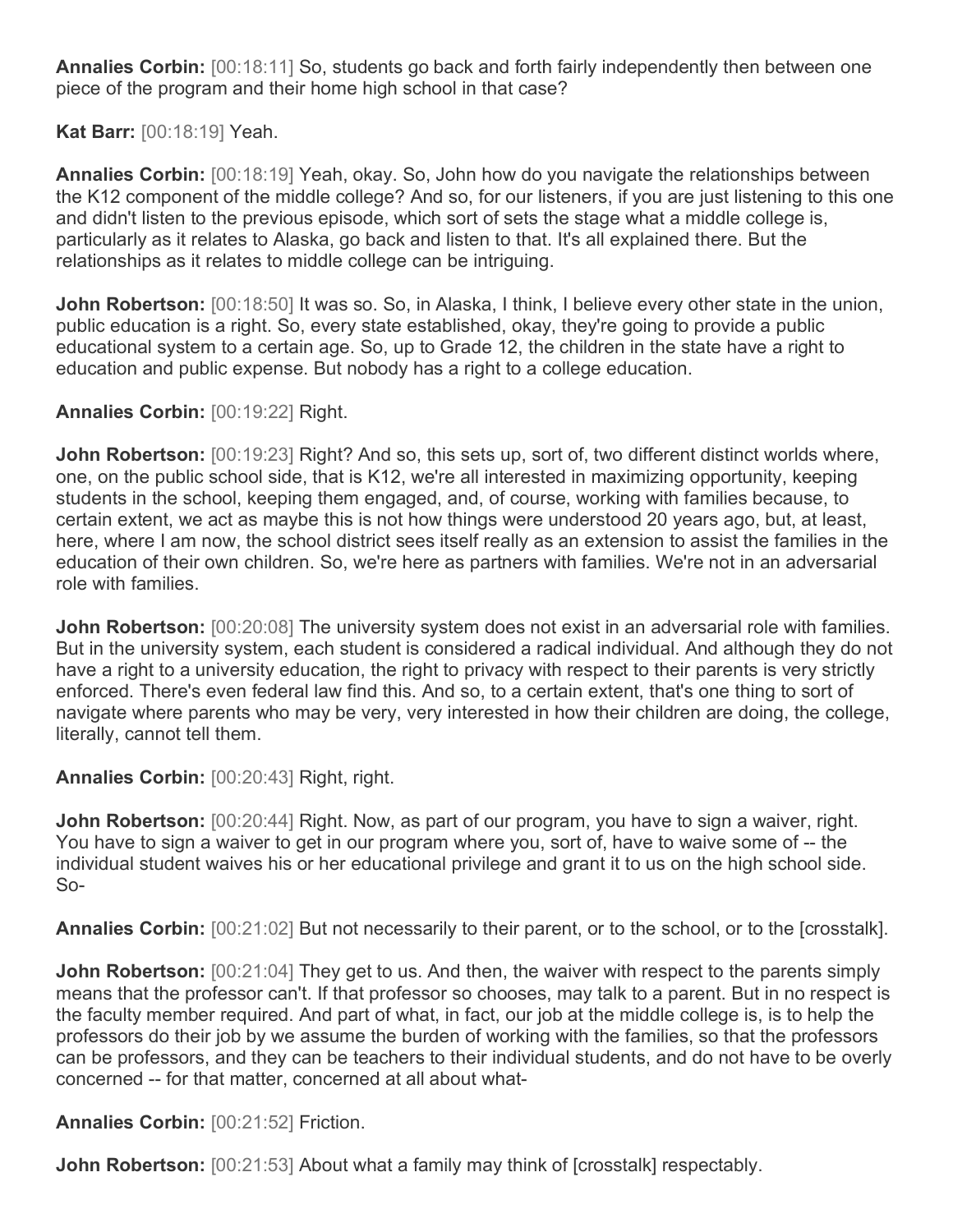**Annalies Corbin:** [00:18:11] So, students go back and forth fairly independently then between one piece of the program and their home high school in that case?

**Kat Barr:** [00:18:19] Yeah.

**Annalies Corbin:** [00:18:19] Yeah, okay. So, John how do you navigate the relationships between the K12 component of the middle college? And so, for our listeners, if you are just listening to this one and didn't listen to the previous episode, which sort of sets the stage what a middle college is, particularly as it relates to Alaska, go back and listen to that. It's all explained there. But the relationships as it relates to middle college can be intriguing.

**John Robertson:** [00:18:50] It was so. So, in Alaska, I think, I believe every other state in the union, public education is a right. So, every state established, okay, they're going to provide a public educational system to a certain age. So, up to Grade 12, the children in the state have a right to education and public expense. But nobody has a right to a college education.

**Annalies Corbin:** [00:19:22] Right.

**John Robertson:** [00:19:23] Right? And so, this sets up, sort of, two different distinct worlds where, one, on the public school side, that is K12, we're all interested in maximizing opportunity, keeping students in the school, keeping them engaged, and, of course, working with families because, to certain extent, we act as maybe this is not how things were understood 20 years ago, but, at least, here, where I am now, the school district sees itself really as an extension to assist the families in the education of their own children. So, we're here as partners with families. We're not in an adversarial role with families.

**John Robertson:** [00:20:08] The university system does not exist in an adversarial role with families. But in the university system, each student is considered a radical individual. And although they do not have a right to a university education, the right to privacy with respect to their parents is very strictly enforced. There's even federal law find this. And so, to a certain extent, that's one thing to sort of navigate where parents who may be very, very interested in how their children are doing, the college, literally, cannot tell them.

**Annalies Corbin:** [00:20:43] Right, right.

**John Robertson:** [00:20:44] Right. Now, as part of our program, you have to sign a waiver, right. You have to sign a waiver to get in our program where you, sort of, have to waive some of -- the individual student waives his or her educational privilege and grant it to us on the high school side. So-

**Annalies Corbin:** [00:21:02] But not necessarily to their parent, or to the school, or to the [crosstalk].

**John Robertson:** [00:21:04] They get to us. And then, the waiver with respect to the parents simply means that the professor can't. If that professor so chooses, may talk to a parent. But in no respect is the faculty member required. And part of what, in fact, our job at the middle college is, is to help the professors do their job by we assume the burden of working with the families, so that the professors can be professors, and they can be teachers to their individual students, and do not have to be overly concerned -- for that matter, concerned at all about what-

**Annalies Corbin:** [00:21:52] Friction.

**John Robertson:** [00:21:53] About what a family may think of [crosstalk] respectably.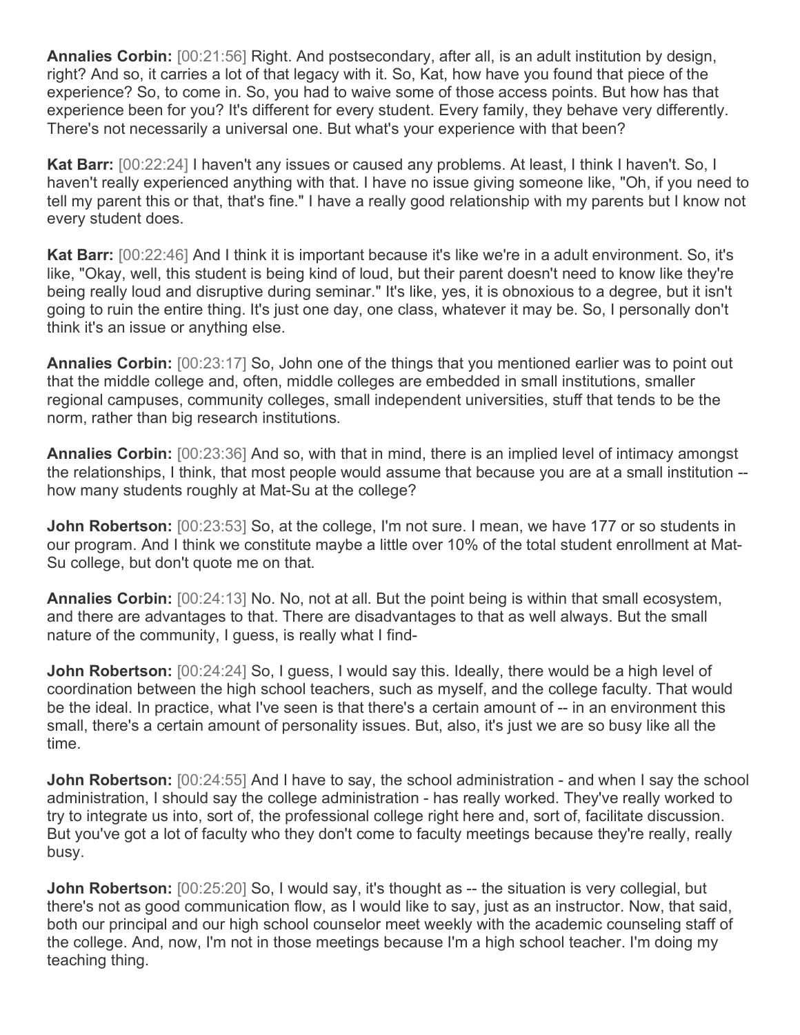**Annalies Corbin:** [00:21:56] Right. And postsecondary, after all, is an adult institution by design, right? And so, it carries a lot of that legacy with it. So, Kat, how have you found that piece of the experience? So, to come in. So, you had to waive some of those access points. But how has that experience been for you? It's different for every student. Every family, they behave very differently. There's not necessarily a universal one. But what's your experience with that been?

**Kat Barr:** [00:22:24] I haven't any issues or caused any problems. At least, I think I haven't. So, I haven't really experienced anything with that. I have no issue giving someone like, "Oh, if you need to tell my parent this or that, that's fine." I have a really good relationship with my parents but I know not every student does.

**Kat Barr:** [00:22:46] And I think it is important because it's like we're in a adult environment. So, it's like, "Okay, well, this student is being kind of loud, but their parent doesn't need to know like they're being really loud and disruptive during seminar." It's like, yes, it is obnoxious to a degree, but it isn't going to ruin the entire thing. It's just one day, one class, whatever it may be. So, I personally don't think it's an issue or anything else.

**Annalies Corbin:** [00:23:17] So, John one of the things that you mentioned earlier was to point out that the middle college and, often, middle colleges are embedded in small institutions, smaller regional campuses, community colleges, small independent universities, stuff that tends to be the norm, rather than big research institutions.

**Annalies Corbin:** [00:23:36] And so, with that in mind, there is an implied level of intimacy amongst the relationships, I think, that most people would assume that because you are at a small institution -- how many students roughly at Mat-Su at the college?

**John Robertson:** [00:23:53] So, at the college, I'm not sure. I mean, we have 177 or so students in our program. And I think we constitute maybe a little over 10% of the total student enrollment at Mat-Su college, but don't quote me on that.

**Annalies Corbin:** [00:24:13] No. No, not at all. But the point being is within that small ecosystem, and there are advantages to that. There are disadvantages to that as well always. But the small nature of the community, I guess, is really what I find-

**John Robertson:** [00:24:24] So, I guess, I would say this. Ideally, there would be a high level of coordination between the high school teachers, such as myself, and the college faculty. That would be the ideal. In practice, what I've seen is that there's a certain amount of -- in an environment this small, there's a certain amount of personality issues. But, also, it's just we are so busy like all the time.

**John Robertson:** [00:24:55] And I have to say, the school administration - and when I say the school administration, I should say the college administration - has really worked. They've really worked to try to integrate us into, sort of, the professional college right here and, sort of, facilitate discussion. But you've got a lot of faculty who they don't come to faculty meetings because they're really, really busy.

**John Robertson:** [00:25:20] So, I would say, it's thought as -- the situation is very collegial, but there's not as good communication flow, as I would like to say, just as an instructor. Now, that said, both our principal and our high school counselor meet weekly with the academic counseling staff of the college. And, now, I'm not in those meetings because I'm a high school teacher. I'm doing my teaching thing.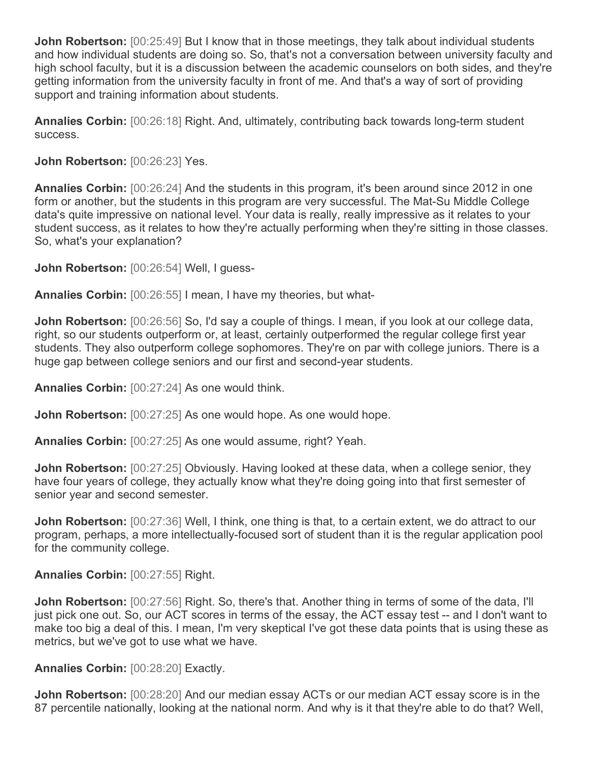**John Robertson:** [00:25:49] But I know that in those meetings, they talk about individual students and how individual students are doing so. So, that's not a conversation between university faculty and high school faculty, but it is a discussion between the academic counselors on both sides, and they're getting information from the university faculty in front of me. And that's a way of sort of providing support and training information about students.

**Annalies Corbin:** [00:26:18] Right. And, ultimately, contributing back towards long-term student success.

**John Robertson:** [00:26:23] Yes.

**Annalies Corbin:** [00:26:24] And the students in this program, it's been around since 2012 in one form or another, but the students in this program are very successful. The Mat-Su Middle College data's quite impressive on national level. Your data is really, really impressive as it relates to your student success, as it relates to how they're actually performing when they're sitting in those classes. So, what's your explanation?

**John Robertson:** [00:26:54] Well, I guess-

**Annalies Corbin:** [00:26:55] I mean, I have my theories, but what-

**John Robertson:** [00:26:56] So, I'd say a couple of things. I mean, if you look at our college data, right, so our students outperform or, at least, certainly outperformed the regular college first year students. They also outperform college sophomores. They're on par with college juniors. There is a huge gap between college seniors and our first and second-year students.

**Annalies Corbin:** [00:27:24] As one would think.

**John Robertson:** [00:27:25] As one would hope. As one would hope.

**Annalies Corbin:** [00:27:25] As one would assume, right? Yeah.

**John Robertson:** [00:27:25] Obviously. Having looked at these data, when a college senior, they have four years of college, they actually know what they're doing going into that first semester of senior year and second semester.

**John Robertson:** [00:27:36] Well, I think, one thing is that, to a certain extent, we do attract to our program, perhaps, a more intellectually-focused sort of student than it is the regular application pool for the community college.

**Annalies Corbin:** [00:27:55] Right.

**John Robertson:** [00:27:56] Right. So, there's that. Another thing in terms of some of the data, I'll just pick one out. So, our ACT scores in terms of the essay, the ACT essay test -- and I don't want to make too big a deal of this. I mean, I'm very skeptical I've got these data points that is using these as metrics, but we've got to use what we have.

**Annalies Corbin:** [00:28:20] Exactly.

**John Robertson:** [00:28:20] And our median essay ACTs or our median ACT essay score is in the 87 percentile nationally, looking at the national norm. And why is it that they're able to do that? Well,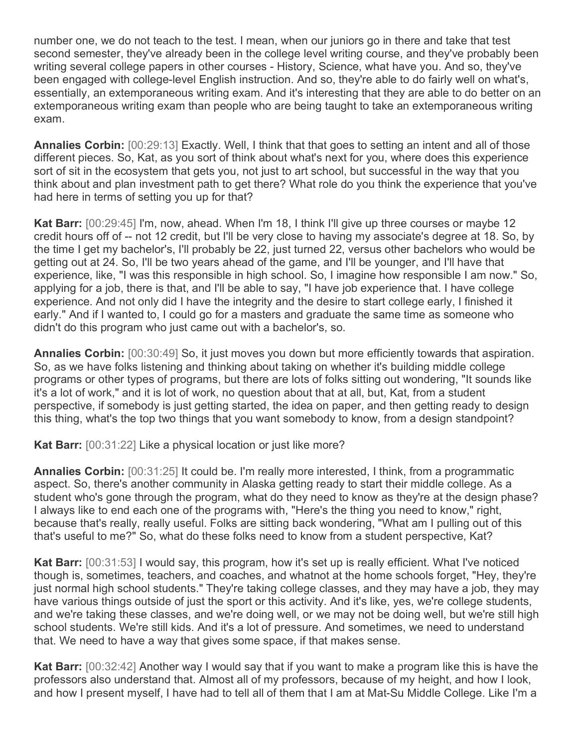number one, we do not teach to the test. I mean, when our juniors go in there and take that test second semester, they've already been in the college level writing course, and they've probably been writing several college papers in other courses - History, Science, what have you. And so, they've been engaged with college-level English instruction. And so, they're able to do fairly well on what's, essentially, an extemporaneous writing exam. And it's interesting that they are able to do better on an extemporaneous writing exam than people who are being taught to take an extemporaneous writing exam.

**Annalies Corbin:** [00:29:13] Exactly. Well, I think that that goes to setting an intent and all of those different pieces. So, Kat, as you sort of think about what's next for you, where does this experience sort of sit in the ecosystem that gets you, not just to art school, but successful in the way that you think about and plan investment path to get there? What role do you think the experience that you've had here in terms of setting you up for that?

**Kat Barr:** [00:29:45] I'm, now, ahead. When I'm 18, I think I'll give up three courses or maybe 12 credit hours off of -- not 12 credit, but I'll be very close to having my associate's degree at 18. So, by the time I get my bachelor's, I'll probably be 22, just turned 22, versus other bachelors who would be getting out at 24. So, I'll be two years ahead of the game, and I'll be younger, and I'll have that experience, like, "I was this responsible in high school. So, I imagine how responsible I am now." So, applying for a job, there is that, and I'll be able to say, "I have job experience that. I have college experience. And not only did I have the integrity and the desire to start college early, I finished it early." And if I wanted to, I could go for a masters and graduate the same time as someone who didn't do this program who just came out with a bachelor's, so.

**Annalies Corbin:** [00:30:49] So, it just moves you down but more efficiently towards that aspiration. So, as we have folks listening and thinking about taking on whether it's building middle college programs or other types of programs, but there are lots of folks sitting out wondering, "It sounds like it's a lot of work," and it is lot of work, no question about that at all, but, Kat, from a student perspective, if somebody is just getting started, the idea on paper, and then getting ready to design this thing, what's the top two things that you want somebody to know, from a design standpoint?

**Kat Barr:** [00:31:22] Like a physical location or just like more?

**Annalies Corbin:** [00:31:25] It could be. I'm really more interested, I think, from a programmatic aspect. So, there's another community in Alaska getting ready to start their middle college. As a student who's gone through the program, what do they need to know as they're at the design phase? I always like to end each one of the programs with, "Here's the thing you need to know," right, because that's really, really useful. Folks are sitting back wondering, "What am I pulling out of this that's useful to me?" So, what do these folks need to know from a student perspective, Kat?

**Kat Barr:** [00:31:53] I would say, this program, how it's set up is really efficient. What I've noticed though is, sometimes, teachers, and coaches, and whatnot at the home schools forget, "Hey, they're just normal high school students." They're taking college classes, and they may have a job, they may have various things outside of just the sport or this activity. And it's like, yes, we're college students, and we're taking these classes, and we're doing well, or we may not be doing well, but we're still high school students. We're still kids. And it's a lot of pressure. And sometimes, we need to understand that. We need to have a way that gives some space, if that makes sense.

**Kat Barr:** [00:32:42] Another way I would say that if you want to make a program like this is have the professors also understand that. Almost all of my professors, because of my height, and how I look, and how I present myself, I have had to tell all of them that I am at Mat-Su Middle College. Like I'm a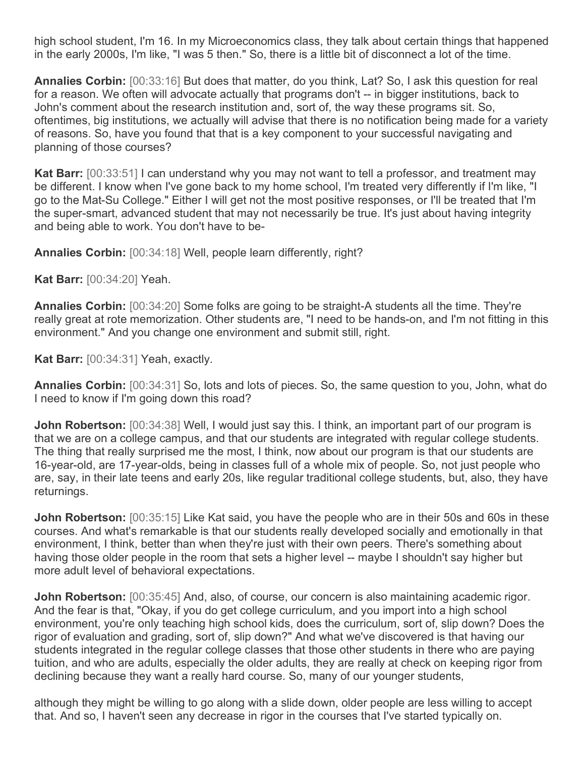high school student, I'm 16. In my Microeconomics class, they talk about certain things that happened in the early 2000s, I'm like, "I was 5 then." So, there is a little bit of disconnect a lot of the time.

**Annalies Corbin:** [00:33:16] But does that matter, do you think, Lat? So, I ask this question for real for a reason. We often will advocate actually that programs don't -- in bigger institutions, back to John's comment about the research institution and, sort of, the way these programs sit. So, oftentimes, big institutions, we actually will advise that there is no notification being made for a variety of reasons. So, have you found that that is a key component to your successful navigating and planning of those courses?

**Kat Barr:** [00:33:51] I can understand why you may not want to tell a professor, and treatment may be different. I know when I've gone back to my home school, I'm treated very differently if I'm like, "I go to the Mat-Su College." Either I will get not the most positive responses, or I'll be treated that I'm the super-smart, advanced student that may not necessarily be true. It's just about having integrity and being able to work. You don't have to be-

**Annalies Corbin:** [00:34:18] Well, people learn differently, right?

**Kat Barr:** [00:34:20] Yeah.

**Annalies Corbin:** [00:34:20] Some folks are going to be straight-A students all the time. They're really great at rote memorization. Other students are, "I need to be hands-on, and I'm not fitting in this environment." And you change one environment and submit still, right.

**Kat Barr:** [00:34:31] Yeah, exactly.

**Annalies Corbin:** [00:34:31] So, lots and lots of pieces. So, the same question to you, John, what do I need to know if I'm going down this road?

**John Robertson:** [00:34:38] Well, I would just say this. I think, an important part of our program is that we are on a college campus, and that our students are integrated with regular college students. The thing that really surprised me the most, I think, now about our program is that our students are 16-year-old, are 17-year-olds, being in classes full of a whole mix of people. So, not just people who are, say, in their late teens and early 20s, like regular traditional college students, but, also, they have returnings.

**John Robertson:** [00:35:15] Like Kat said, you have the people who are in their 50s and 60s in these courses. And what's remarkable is that our students really developed socially and emotionally in that environment, I think, better than when they're just with their own peers. There's something about having those older people in the room that sets a higher level -- maybe I shouldn't say higher but more adult level of behavioral expectations.

**John Robertson:** [00:35:45] And, also, of course, our concern is also maintaining academic rigor. And the fear is that, "Okay, if you do get college curriculum, and you import into a high school environment, you're only teaching high school kids, does the curriculum, sort of, slip down? Does the rigor of evaluation and grading, sort of, slip down?" And what we've discovered is that having our students integrated in the regular college classes that those other students in there who are paying tuition, and who are adults, especially the older adults, they are really at check on keeping rigor from declining because they want a really hard course. So, many of our younger students,

although they might be willing to go along with a slide down, older people are less willing to accept that. And so, I haven't seen any decrease in rigor in the courses that I've started typically on.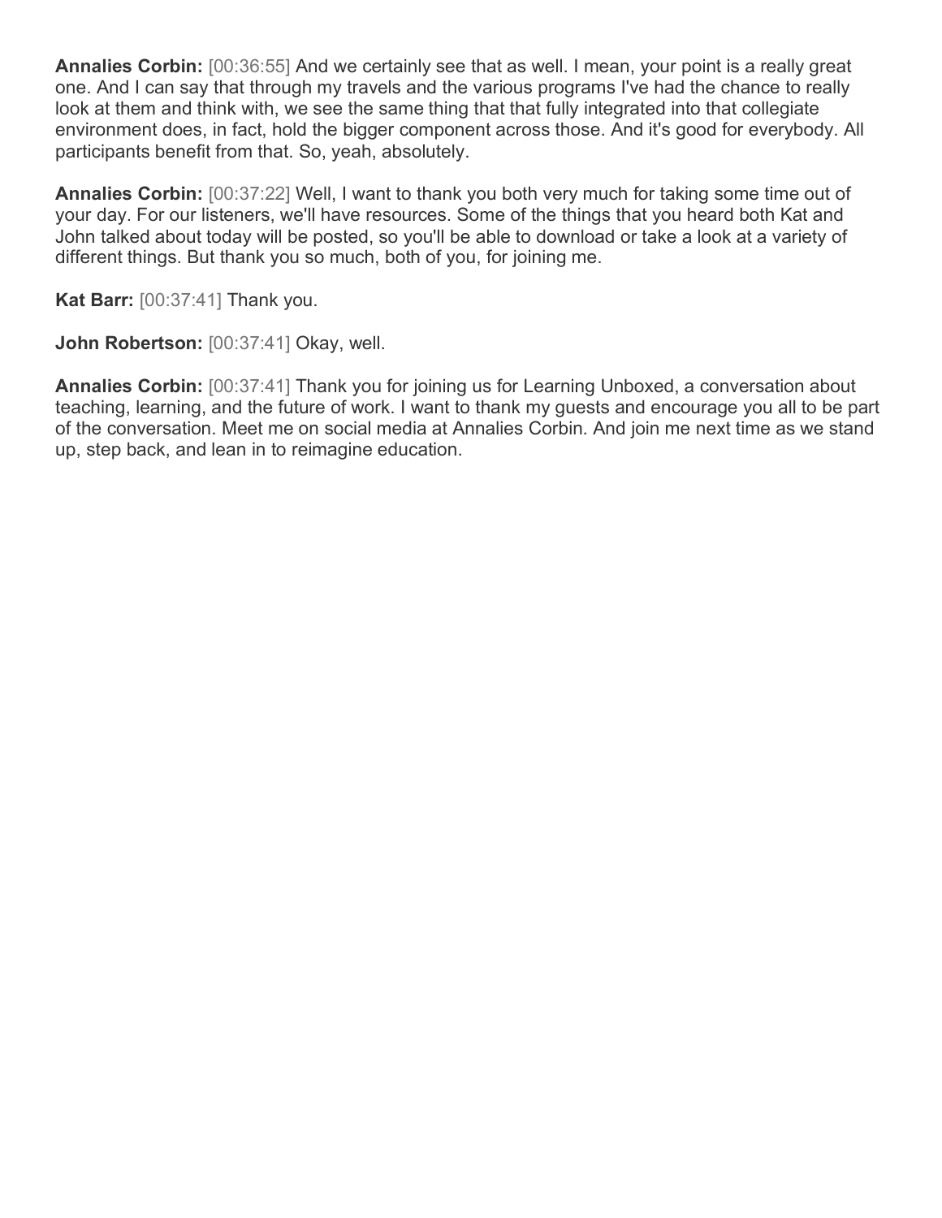**Annalies Corbin:** [00:36:55] And we certainly see that as well. I mean, your point is a really great one. And I can say that through my travels and the various programs I've had the chance to really look at them and think with, we see the same thing that that fully integrated into that collegiate environment does, in fact, hold the bigger component across those. And it's good for everybody. All participants benefit from that. So, yeah, absolutely.

**Annalies Corbin:** [00:37:22] Well, I want to thank you both very much for taking some time out of your day. For our listeners, we'll have resources. Some of the things that you heard both Kat and John talked about today will be posted, so you'll be able to download or take a look at a variety of different things. But thank you so much, both of you, for joining me.

**Kat Barr:** [00:37:41] Thank you.

**John Robertson:** [00:37:41] Okay, well.

**Annalies Corbin:** [00:37:41] Thank you for joining us for Learning Unboxed, a conversation about teaching, learning, and the future of work. I want to thank my guests and encourage you all to be part of the conversation. Meet me on social media at Annalies Corbin. And join me next time as we stand up, step back, and lean in to reimagine education.